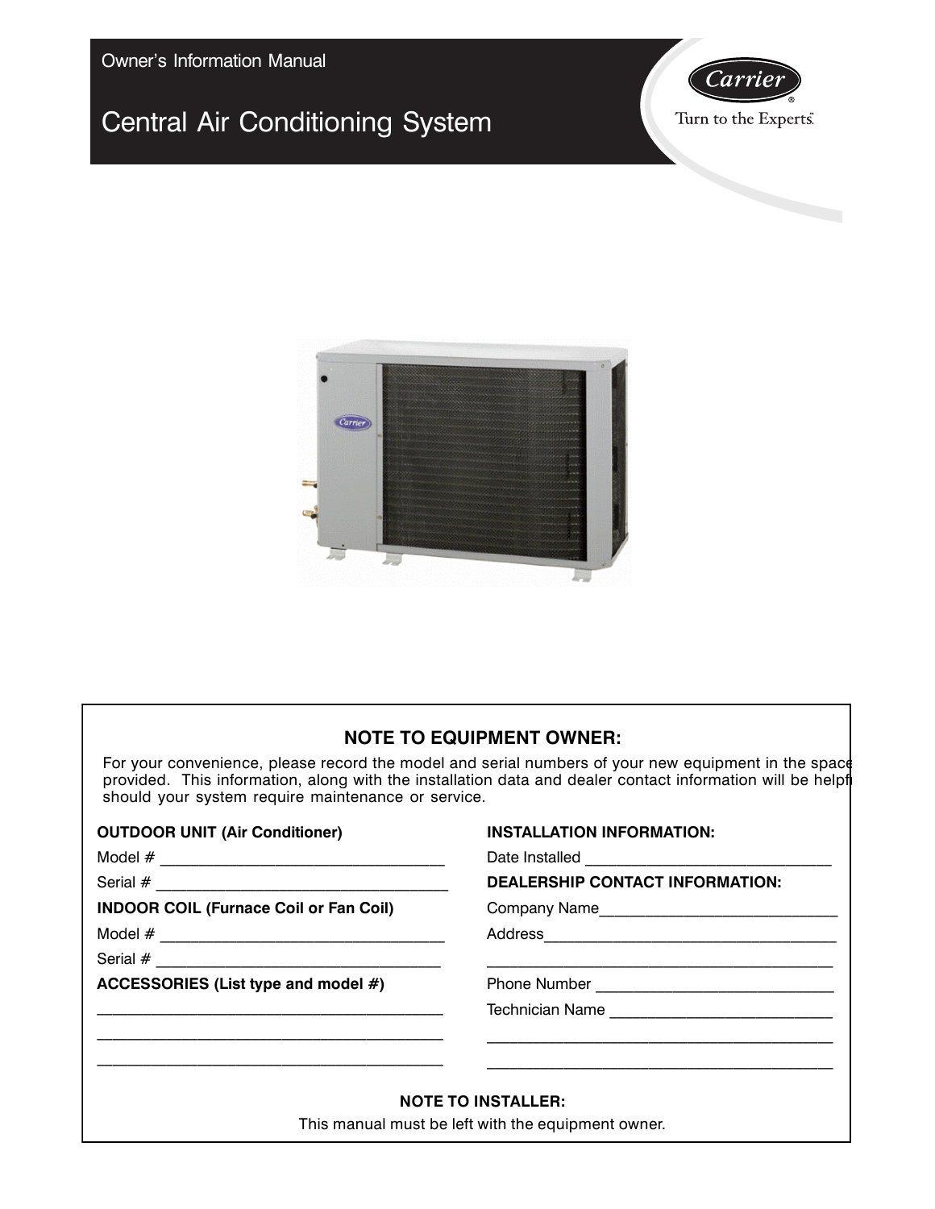Owner's Information Manual

# Central Air Conditioning System

Carrier
Turn to the Experts.

## NOTE TO EQUIPMENT OWNER:

For your convenience, please record the model and serial numbers of your new equipment in the space provided. This information, along with the installation data and dealer contact information will be helpful should your system require maintenance or service.

**OUTDOOR UNIT (Air Conditioner)**

Model # ___________________________________

Serial # ___________________________________

**INDOOR COIL (Furnace Coil or Fan Coil)**

Model # ___________________________________

Serial # ___________________________________

**ACCESSORIES (List type and model #)**

___________________________________________

___________________________________________

___________________________________________

**INSTALLATION INFORMATION:**

Date Installed _____________________________

**DEALERSHIP CONTACT INFORMATION:**

Company Name____________________________

Address__________________________________

_________________________________________

Phone Number _____________________________

Technician Name ___________________________

_________________________________________

_________________________________________

**NOTE TO INSTALLER:**

This manual must be left with the equipment owner.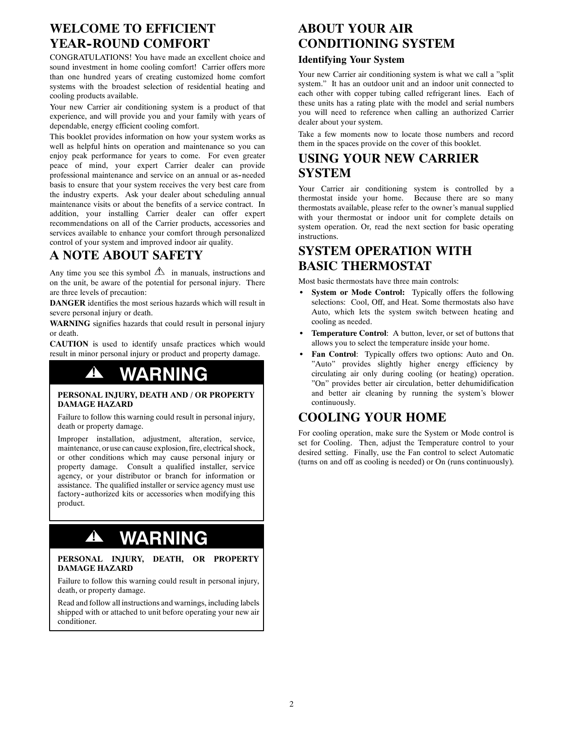## WELCOME TO EFFICIENT YEAR-ROUND COMFORT

CONGRATULATIONS! You have made an excellent choice and sound investment in home cooling comfort! Carrier offers more than one hundred years of creating customized home comfort systems with the broadest selection of residential heating and cooling products available.

Your new Carrier air conditioning system is a product of that experience, and will provide you and your family with years of dependable, energy efficient cooling comfort.

This booklet provides information on how your system works as well as helpful hints on operation and maintenance so you can enjoy peak performance for years to come. For even greater peace of mind, your expert Carrier dealer can provide professional maintenance and service on an annual or as-needed basis to ensure that your system receives the very best care from the industry experts. Ask your dealer about scheduling annual maintenance visits or about the benefits of a service contract. In addition, your installing Carrier dealer can offer expert recommendations on all of the Carrier products, accessories and services available to enhance your comfort through personalized control of your system and improved indoor air quality.

## A NOTE ABOUT SAFETY

Any time you see this symbol ⚠ in manuals, instructions and on the unit, be aware of the potential for personal injury. There are three levels of precaution:

**DANGER** identifies the most serious hazards which will result in severe personal injury or death.

**WARNING** signifies hazards that could result in personal injury or death.

**CAUTION** is used to identify unsafe practices which would result in minor personal injury or product and property damage.

### ⚠ WARNING

**PERSONAL INJURY, DEATH AND / OR PROPERTY DAMAGE HAZARD**

Failure to follow this warning could result in personal injury, death or property damage.

Improper installation, adjustment, alteration, service, maintenance, or use can cause explosion, fire, electrical shock, or other conditions which may cause personal injury or property damage. Consult a qualified installer, service agency, or your distributor or branch for information or assistance. The qualified installer or service agency must use factory-authorized kits or accessories when modifying this product.

### ⚠ WARNING

**PERSONAL INJURY, DEATH, OR PROPERTY DAMAGE HAZARD**

Failure to follow this warning could result in personal injury, death, or property damage.

Read and follow all instructions and warnings, including labels shipped with or attached to unit before operating your new air conditioner.

## ABOUT YOUR AIR CONDITIONING SYSTEM

### Identifying Your System

Your new Carrier air conditioning system is what we call a "split system." It has an outdoor unit and an indoor unit connected to each other with copper tubing called refrigerant lines. Each of these units has a rating plate with the model and serial numbers you will need to reference when calling an authorized Carrier dealer about your system.

Take a few moments now to locate those numbers and record them in the spaces provide on the cover of this booklet.

## USING YOUR NEW CARRIER SYSTEM

Your Carrier air conditioning system is controlled by a thermostat inside your home. Because there are so many thermostats available, please refer to the owner's manual supplied with your thermostat or indoor unit for complete details on system operation. Or, read the next section for basic operating instructions.

## SYSTEM OPERATION WITH BASIC THERMOSTAT

Most basic thermostats have three main controls:

- **System or Mode Control:** Typically offers the following selections: Cool, Off, and Heat. Some thermostats also have Auto, which lets the system switch between heating and cooling as needed.
- **Temperature Control**: A button, lever, or set of buttons that allows you to select the temperature inside your home.
- **Fan Control**: Typically offers two options: Auto and On. "Auto" provides slightly higher energy efficiency by circulating air only during cooling (or heating) operation. "On" provides better air circulation, better dehumidification and better air cleaning by running the system's blower continuously.

## COOLING YOUR HOME

For cooling operation, make sure the System or Mode control is set for Cooling. Then, adjust the Temperature control to your desired setting. Finally, use the Fan control to select Automatic (turns on and off as cooling is needed) or On (runs continuously).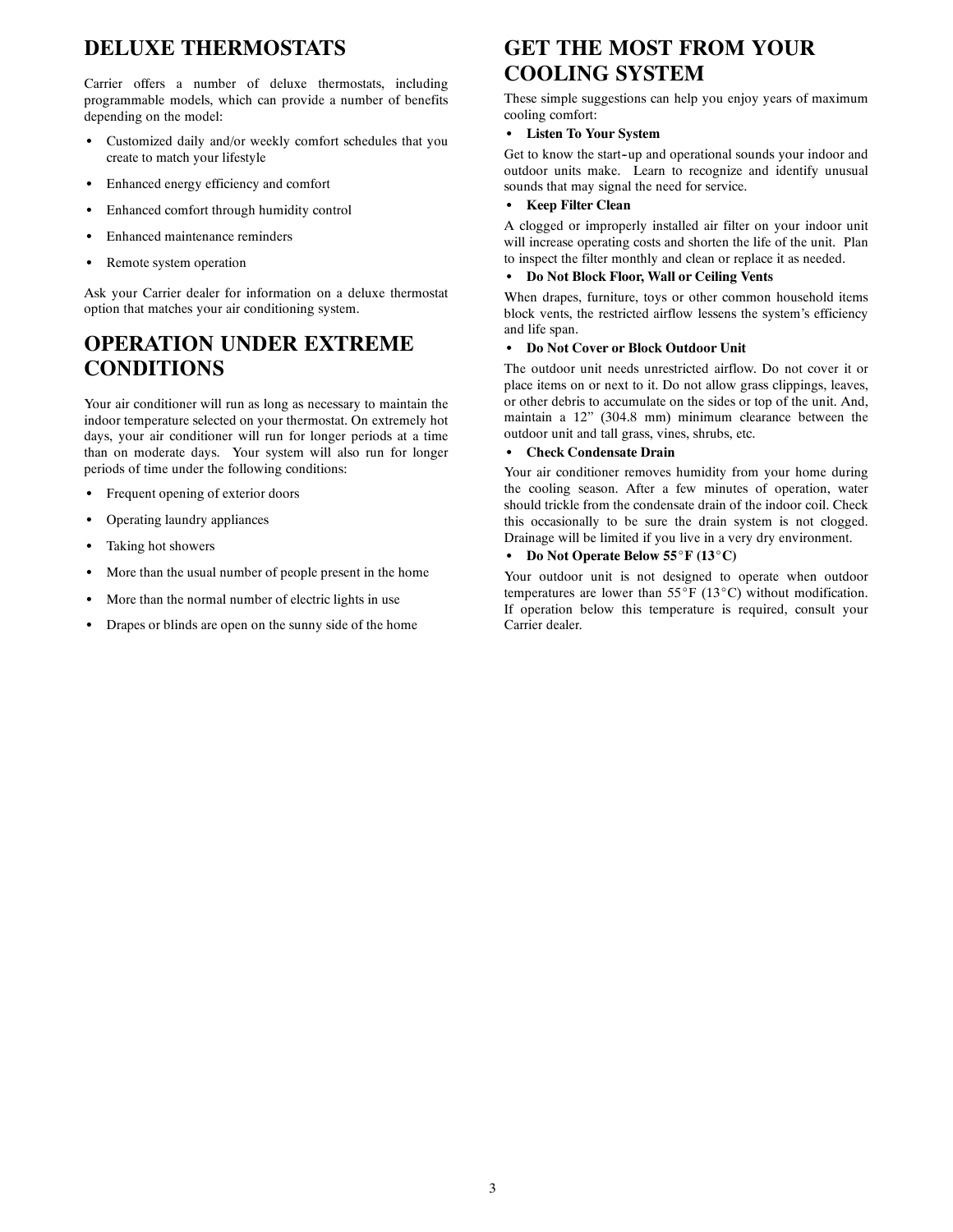## DELUXE THERMOSTATS

Carrier offers a number of deluxe thermostats, including programmable models, which can provide a number of benefits depending on the model:

- Customized daily and/or weekly comfort schedules that you create to match your lifestyle
- Enhanced energy efficiency and comfort
- Enhanced comfort through humidity control
- Enhanced maintenance reminders
- Remote system operation

Ask your Carrier dealer for information on a deluxe thermostat option that matches your air conditioning system.

## OPERATION UNDER EXTREME CONDITIONS

Your air conditioner will run as long as necessary to maintain the indoor temperature selected on your thermostat. On extremely hot days, your air conditioner will run for longer periods at a time than on moderate days. Your system will also run for longer periods of time under the following conditions:

- Frequent opening of exterior doors
- Operating laundry appliances
- Taking hot showers
- More than the usual number of people present in the home
- More than the normal number of electric lights in use
- Drapes or blinds are open on the sunny side of the home

## GET THE MOST FROM YOUR COOLING SYSTEM

These simple suggestions can help you enjoy years of maximum cooling comfort:

- **Listen To Your System**

Get to know the start-up and operational sounds your indoor and outdoor units make. Learn to recognize and identify unusual sounds that may signal the need for service.

- **Keep Filter Clean**

A clogged or improperly installed air filter on your indoor unit will increase operating costs and shorten the life of the unit. Plan to inspect the filter monthly and clean or replace it as needed.

- **Do Not Block Floor, Wall or Ceiling Vents**

When drapes, furniture, toys or other common household items block vents, the restricted airflow lessens the system's efficiency and life span.

- **Do Not Cover or Block Outdoor Unit**

The outdoor unit needs unrestricted airflow. Do not cover it or place items on or next to it. Do not allow grass clippings, leaves, or other debris to accumulate on the sides or top of the unit. And, maintain a 12" (304.8 mm) minimum clearance between the outdoor unit and tall grass, vines, shrubs, etc.

- **Check Condensate Drain**

Your air conditioner removes humidity from your home during the cooling season. After a few minutes of operation, water should trickle from the condensate drain of the indoor coil. Check this occasionally to be sure the drain system is not clogged. Drainage will be limited if you live in a very dry environment.

- **Do Not Operate Below 55°F (13°C)**

Your outdoor unit is not designed to operate when outdoor temperatures are lower than 55°F (13°C) without modification. If operation below this temperature is required, consult your Carrier dealer.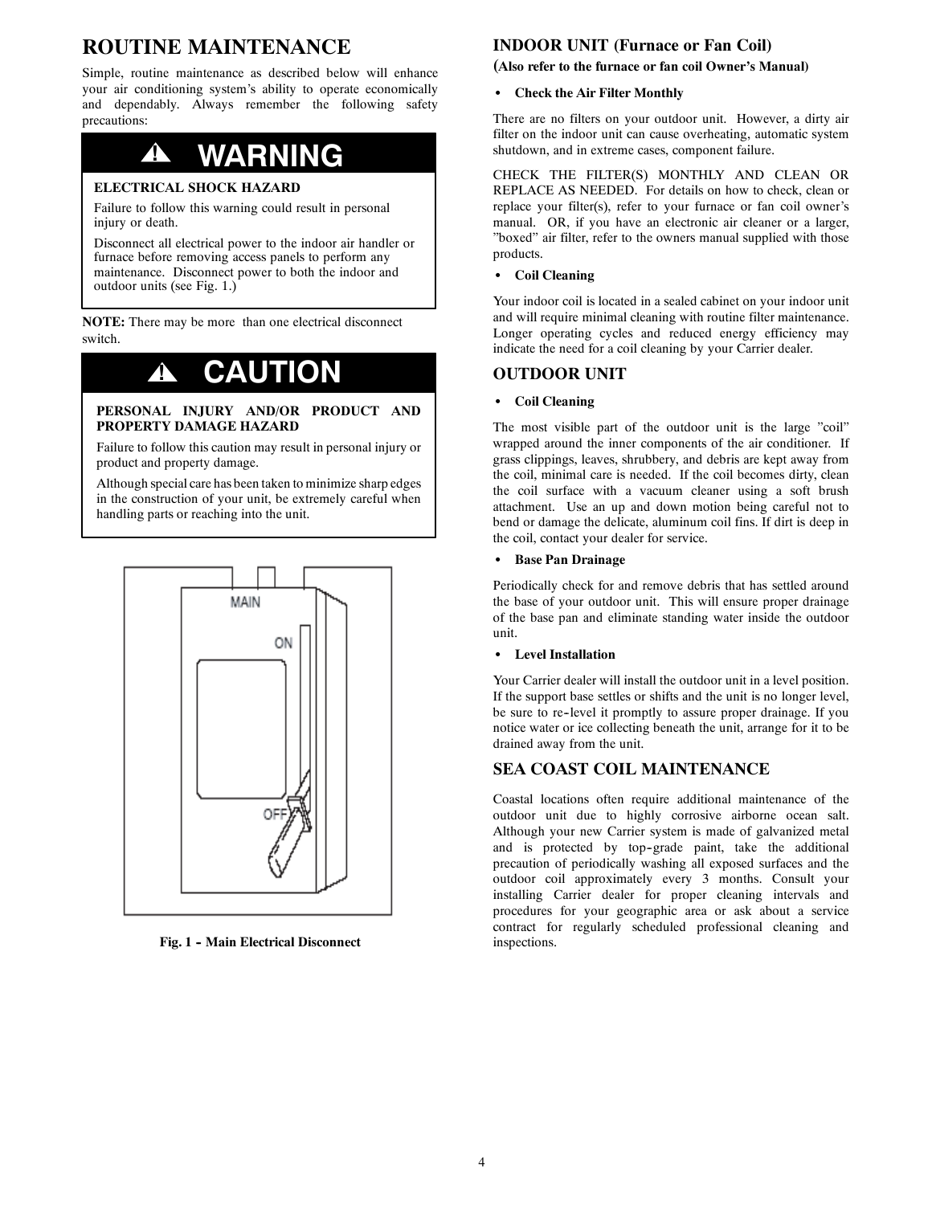## ROUTINE MAINTENANCE

Simple, routine maintenance as described below will enhance your air conditioning system's ability to operate economically and dependably. Always remember the following safety precautions:

### ⚠ WARNING

**ELECTRICAL SHOCK HAZARD**

Failure to follow this warning could result in personal injury or death.

Disconnect all electrical power to the indoor air handler or furnace before removing access panels to perform any maintenance. Disconnect power to both the indoor and outdoor units (see Fig. 1.)

**NOTE:** There may be more than one electrical disconnect switch.

### ⚠ CAUTION

**PERSONAL INJURY AND/OR PRODUCT AND PROPERTY DAMAGE HAZARD**

Failure to follow this caution may result in personal injury or product and property damage.

Although special care has been taken to minimize sharp edges in the construction of your unit, be extremely careful when handling parts or reaching into the unit.

**Fig. 1 - Main Electrical Disconnect**

## INDOOR UNIT (Furnace or Fan Coil)

**(Also refer to the furnace or fan coil Owner's Manual)**

- **Check the Air Filter Monthly**

There are no filters on your outdoor unit. However, a dirty air filter on the indoor unit can cause overheating, automatic system shutdown, and in extreme cases, component failure.

CHECK THE FILTER(S) MONTHLY AND CLEAN OR REPLACE AS NEEDED. For details on how to check, clean or replace your filter(s), refer to your furnace or fan coil owner's manual. OR, if you have an electronic air cleaner or a larger, "boxed" air filter, refer to the owners manual supplied with those products.

- **Coil Cleaning**

Your indoor coil is located in a sealed cabinet on your indoor unit and will require minimal cleaning with routine filter maintenance. Longer operating cycles and reduced energy efficiency may indicate the need for a coil cleaning by your Carrier dealer.

## OUTDOOR UNIT

- **Coil Cleaning**

The most visible part of the outdoor unit is the large "coil" wrapped around the inner components of the air conditioner. If grass clippings, leaves, shrubbery, and debris are kept away from the coil, minimal care is needed. If the coil becomes dirty, clean the coil surface with a vacuum cleaner using a soft brush attachment. Use an up and down motion being careful not to bend or damage the delicate, aluminum coil fins. If dirt is deep in the coil, contact your dealer for service.

- **Base Pan Drainage**

Periodically check for and remove debris that has settled around the base of your outdoor unit. This will ensure proper drainage of the base pan and eliminate standing water inside the outdoor unit.

- **Level Installation**

Your Carrier dealer will install the outdoor unit in a level position. If the support base settles or shifts and the unit is no longer level, be sure to re-level it promptly to assure proper drainage. If you notice water or ice collecting beneath the unit, arrange for it to be drained away from the unit.

## SEA COAST COIL MAINTENANCE

Coastal locations often require additional maintenance of the outdoor unit due to highly corrosive airborne ocean salt. Although your new Carrier system is made of galvanized metal and is protected by top-grade paint, take the additional precaution of periodically washing all exposed surfaces and the outdoor coil approximately every 3 months. Consult your installing Carrier dealer for proper cleaning intervals and procedures for your geographic area or ask about a service contract for regularly scheduled professional cleaning and inspections.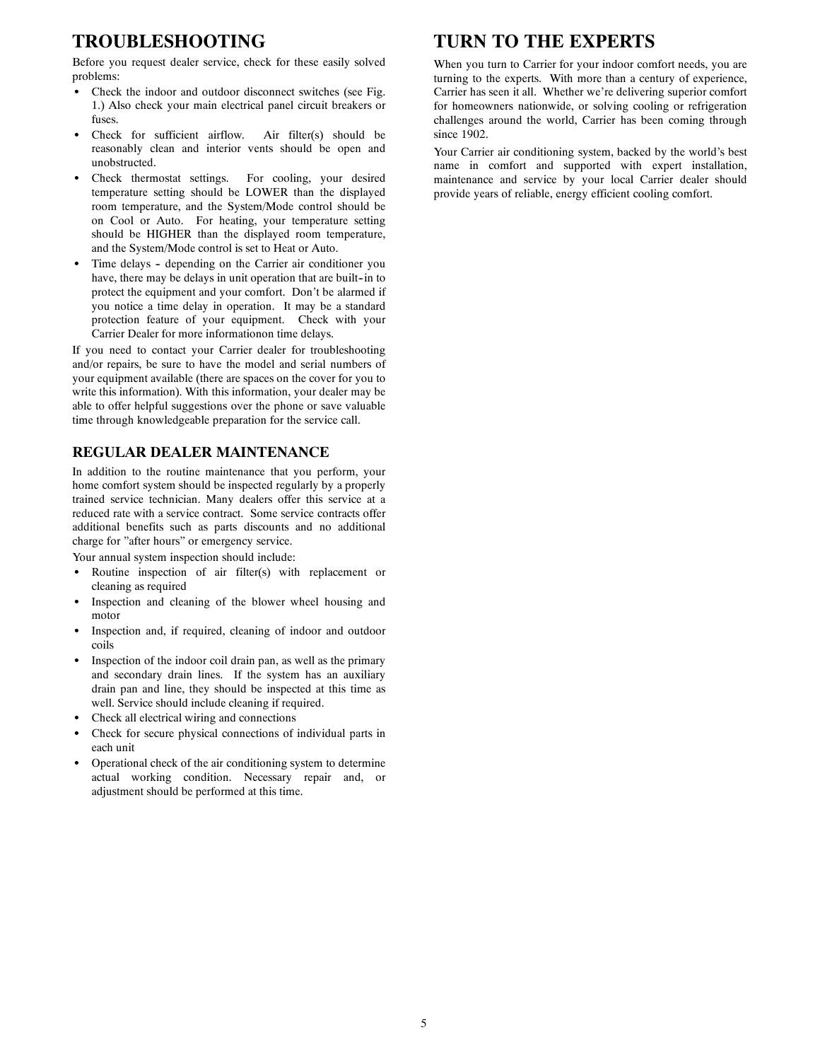# TROUBLESHOOTING

Before you request dealer service, check for these easily solved problems:

- Check the indoor and outdoor disconnect switches (see Fig. 1.) Also check your main electrical panel circuit breakers or fuses.
- Check for sufficient airflow. Air filter(s) should be reasonably clean and interior vents should be open and unobstructed.
- Check thermostat settings. For cooling, your desired temperature setting should be LOWER than the displayed room temperature, and the System/Mode control should be on Cool or Auto. For heating, your temperature setting should be HIGHER than the displayed room temperature, and the System/Mode control is set to Heat or Auto.
- Time delays - depending on the Carrier air conditioner you have, there may be delays in unit operation that are built-in to protect the equipment and your comfort. Don't be alarmed if you notice a time delay in operation. It may be a standard protection feature of your equipment. Check with your Carrier Dealer for more informationon time delays.

If you need to contact your Carrier dealer for troubleshooting and/or repairs, be sure to have the model and serial numbers of your equipment available (there are spaces on the cover for you to write this information). With this information, your dealer may be able to offer helpful suggestions over the phone or save valuable time through knowledgeable preparation for the service call.

## REGULAR DEALER MAINTENANCE

In addition to the routine maintenance that you perform, your home comfort system should be inspected regularly by a properly trained service technician. Many dealers offer this service at a reduced rate with a service contract. Some service contracts offer additional benefits such as parts discounts and no additional charge for "after hours" or emergency service.

Your annual system inspection should include:

- Routine inspection of air filter(s) with replacement or cleaning as required
- Inspection and cleaning of the blower wheel housing and motor
- Inspection and, if required, cleaning of indoor and outdoor coils
- Inspection of the indoor coil drain pan, as well as the primary and secondary drain lines. If the system has an auxiliary drain pan and line, they should be inspected at this time as well. Service should include cleaning if required.
- Check all electrical wiring and connections
- Check for secure physical connections of individual parts in each unit
- Operational check of the air conditioning system to determine actual working condition. Necessary repair and, or adjustment should be performed at this time.

# TURN TO THE EXPERTS

When you turn to Carrier for your indoor comfort needs, you are turning to the experts. With more than a century of experience, Carrier has seen it all. Whether we're delivering superior comfort for homeowners nationwide, or solving cooling or refrigeration challenges around the world, Carrier has been coming through since 1902.

Your Carrier air conditioning system, backed by the world's best name in comfort and supported with expert installation, maintenance and service by your local Carrier dealer should provide years of reliable, energy efficient cooling comfort.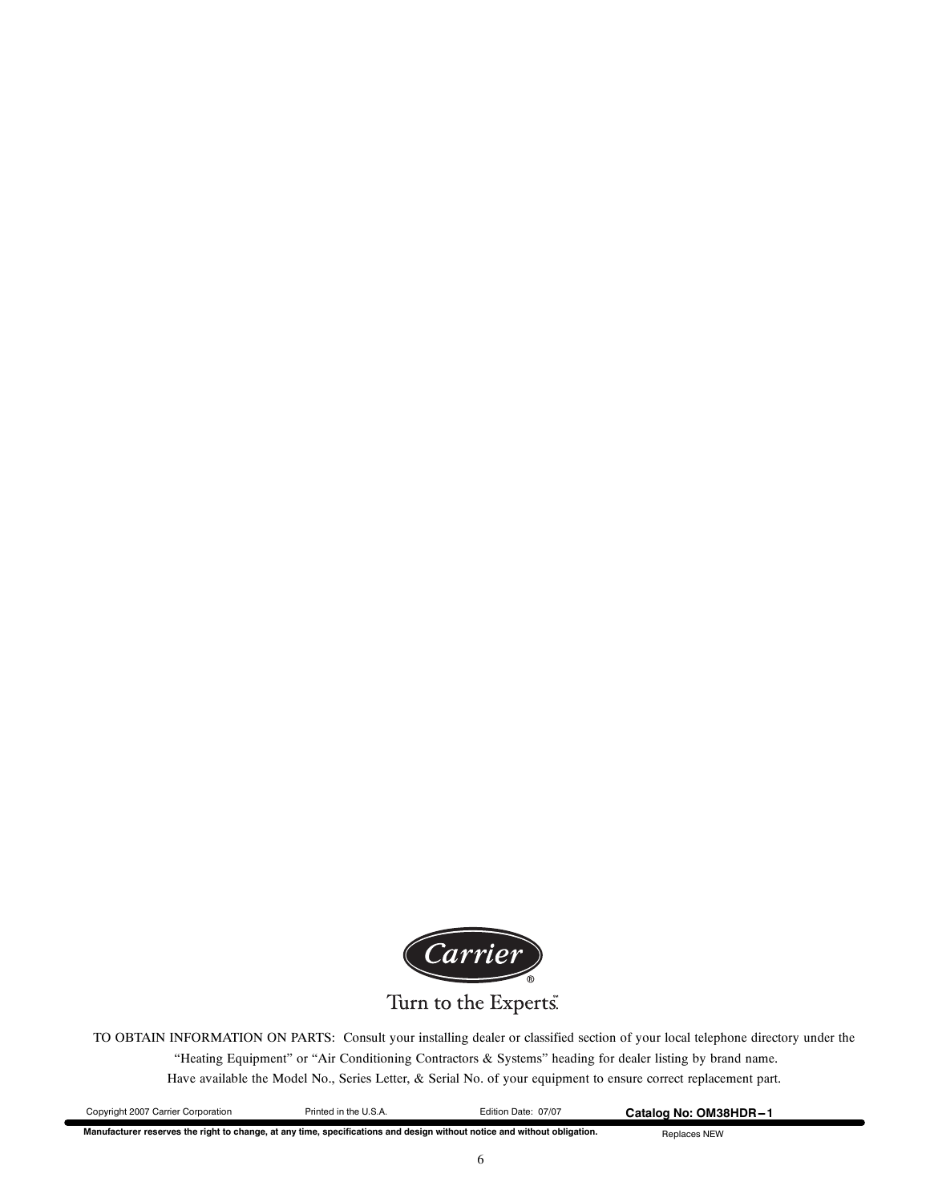Carrier®

Turn to the Experts.℠

TO OBTAIN INFORMATION ON PARTS: Consult your installing dealer or classified section of your local telephone directory under the "Heating Equipment" or "Air Conditioning Contractors & Systems" heading for dealer listing by brand name.
Have available the Model No., Series Letter, & Serial No. of your equipment to ensure correct replacement part.

Copyright 2007 Carrier Corporation    Printed in the U.S.A.    Edition Date: 07/07    **Catalog No: OM38HDR−1**

**Manufacturer reserves the right to change, at any time, specifications and design without notice and without obligation.**    Replaces NEW